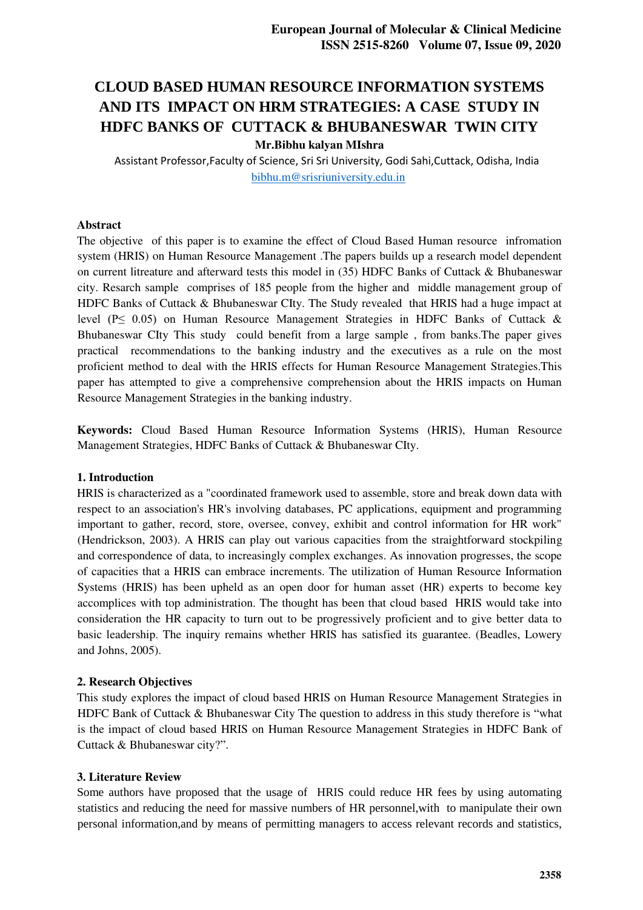# CLOUD BASED HUMAN RESOURCE INFORMATION SYSTEMS AND ITS IMPACT ON HRM STRATEGIES: A CASE STUDY IN HDFC BANKS OF CUTTACK & BHUBANESWAR TWIN CITY

**Mr.Bibhu kalyan MIshra**

Assistant Professor,Faculty of Science, Sri Sri University, Godi Sahi,Cuttack, Odisha, India

bibhu.m@srisriuniversity.edu.in

### Abstract

The objective of this paper is to examine the effect of Cloud Based Human resource infromation system (HRIS) on Human Resource Management .The papers builds up a research model dependent on current litreature and afterward tests this model in (35) HDFC Banks of Cuttack & Bhubaneswar city. Resarch sample comprises of 185 people from the higher and middle management group of HDFC Banks of Cuttack & Bhubaneswar CIty. The Study revealed that HRIS had a huge impact at level ($P \leq 0.05$) on Human Resource Management Strategies in HDFC Banks of Cuttack & Bhubaneswar CIty This study could benefit from a large sample , from banks.The paper gives practical recommendations to the banking industry and the executives as a rule on the most proficient method to deal with the HRIS effects for Human Resource Management Strategies.This paper has attempted to give a comprehensive comprehension about the HRIS impacts on Human Resource Management Strategies in the banking industry.

**Keywords:** Cloud Based Human Resource Information Systems (HRIS), Human Resource Management Strategies, HDFC Banks of Cuttack & Bhubaneswar CIty.

## 1. Introduction

HRIS is characterized as a "coordinated framework used to assemble, store and break down data with respect to an association's HR's involving databases, PC applications, equipment and programming important to gather, record, store, oversee, convey, exhibit and control information for HR work" (Hendrickson, 2003). A HRIS can play out various capacities from the straightforward stockpiling and correspondence of data, to increasingly complex exchanges. As innovation progresses, the scope of capacities that a HRIS can embrace increments. The utilization of Human Resource Information Systems (HRIS) has been upheld as an open door for human asset (HR) experts to become key accomplices with top administration. The thought has been that cloud based HRIS would take into consideration the HR capacity to turn out to be progressively proficient and to give better data to basic leadership. The inquiry remains whether HRIS has satisfied its guarantee. (Beadles, Lowery and Johns, 2005).

## 2. Research Objectives

This study explores the impact of cloud based HRIS on Human Resource Management Strategies in HDFC Bank of Cuttack & Bhubaneswar City The question to address in this study therefore is "what is the impact of cloud based HRIS on Human Resource Management Strategies in HDFC Bank of Cuttack & Bhubaneswar city?".

## 3. Literature Review

Some authors have proposed that the usage of HRIS could reduce HR fees by using automating statistics and reducing the need for massive numbers of HR personnel,with to manipulate their own personal information,and by means of permitting managers to access relevant records and statistics,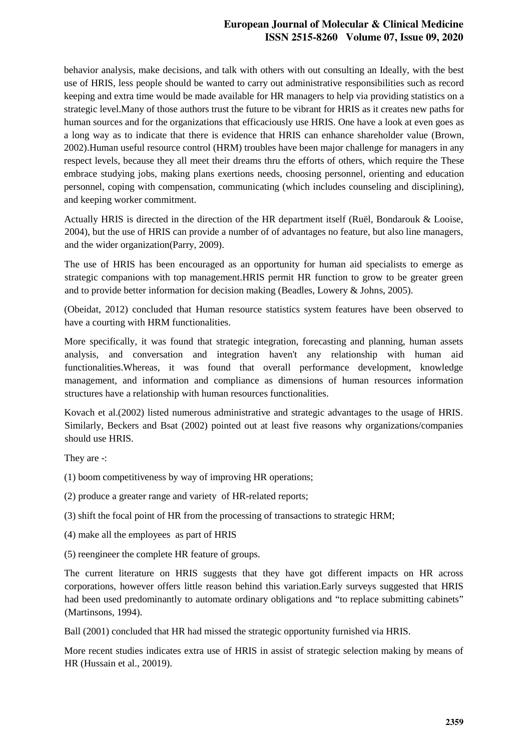behavior analysis, make decisions, and talk with others with out consulting an Ideally, with the best use of HRIS, less people should be wanted to carry out administrative responsibilities such as record keeping and extra time would be made available for HR managers to help via providing statistics on a strategic level.Many of those authors trust the future to be vibrant for HRIS as it creates new paths for human sources and for the organizations that efficaciously use HRIS. One have a look at even goes as a long way as to indicate that there is evidence that HRIS can enhance shareholder value (Brown, 2002).Human useful resource control (HRM) troubles have been major challenge for managers in any respect levels, because they all meet their dreams thru the efforts of others, which require the These embrace studying jobs, making plans exertions needs, choosing personnel, orienting and education personnel, coping with compensation, communicating (which includes counseling and disciplining), and keeping worker commitment.

Actually HRIS is directed in the direction of the HR department itself (Ruël, Bondarouk & Looise, 2004), but the use of HRIS can provide a number of of advantages no feature, but also line managers, and the wider organization(Parry, 2009).

The use of HRIS has been encouraged as an opportunity for human aid specialists to emerge as strategic companions with top management.HRIS permit HR function to grow to be greater green and to provide better information for decision making (Beadles, Lowery & Johns, 2005).

(Obeidat, 2012) concluded that Human resource statistics system features have been observed to have a courting with HRM functionalities.

More specifically, it was found that strategic integration, forecasting and planning, human assets analysis, and conversation and integration haven't any relationship with human aid functionalities.Whereas, it was found that overall performance development, knowledge management, and information and compliance as dimensions of human resources information structures have a relationship with human resources functionalities.

Kovach et al.(2002) listed numerous administrative and strategic advantages to the usage of HRIS. Similarly, Beckers and Bsat (2002) pointed out at least five reasons why organizations/companies should use HRIS.

They are -:

(1) boom competitiveness by way of improving HR operations;

(2) produce a greater range and variety of HR-related reports;

(3) shift the focal point of HR from the processing of transactions to strategic HRM;

(4) make all the employees as part of HRIS

(5) reengineer the complete HR feature of groups.

The current literature on HRIS suggests that they have got different impacts on HR across corporations, however offers little reason behind this variation.Early surveys suggested that HRIS had been used predominantly to automate ordinary obligations and "to replace submitting cabinets" (Martinsons, 1994).

Ball (2001) concluded that HR had missed the strategic opportunity furnished via HRIS.

More recent studies indicates extra use of HRIS in assist of strategic selection making by means of HR (Hussain et al., 20019).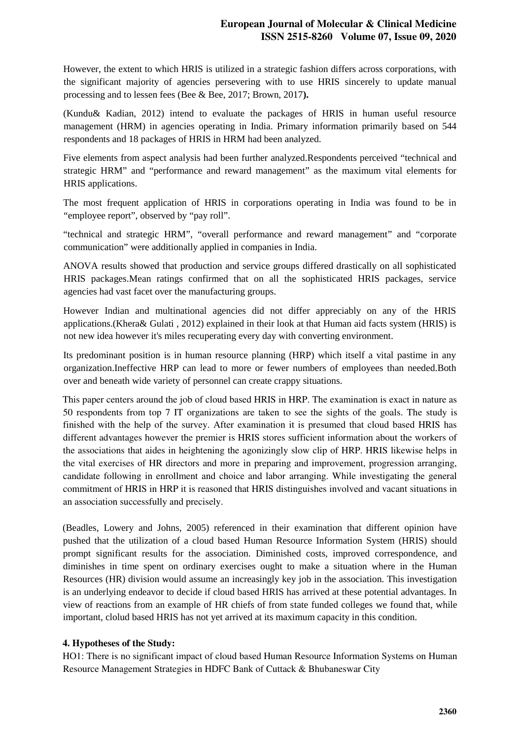However, the extent to which HRIS is utilized in a strategic fashion differs across corporations, with the significant majority of agencies persevering with to use HRIS sincerely to update manual processing and to lessen fees (Bee & Bee, 2017; Brown, 2017**).**

(Kundu& Kadian, 2012) intend to evaluate the packages of HRIS in human useful resource management (HRM) in agencies operating in India. Primary information primarily based on 544 respondents and 18 packages of HRIS in HRM had been analyzed.

Five elements from aspect analysis had been further analyzed.Respondents perceived "technical and strategic HRM" and "performance and reward management" as the maximum vital elements for HRIS applications.

The most frequent application of HRIS in corporations operating in India was found to be in "employee report", observed by "pay roll".

"technical and strategic HRM", "overall performance and reward management" and "corporate communication" were additionally applied in companies in India.

ANOVA results showed that production and service groups differed drastically on all sophisticated HRIS packages.Mean ratings confirmed that on all the sophisticated HRIS packages, service agencies had vast facet over the manufacturing groups.

However Indian and multinational agencies did not differ appreciably on any of the HRIS applications.(Khera& Gulati , 2012) explained in their look at that Human aid facts system (HRIS) is not new idea however it's miles recuperating every day with converting environment.

Its predominant position is in human resource planning (HRP) which itself a vital pastime in any organization.Ineffective HRP can lead to more or fewer numbers of employees than needed.Both over and beneath wide variety of personnel can create crappy situations.

This paper centers around the job of cloud based HRIS in HRP. The examination is exact in nature as 50 respondents from top 7 IT organizations are taken to see the sights of the goals. The study is finished with the help of the survey. After examination it is presumed that cloud based HRIS has different advantages however the premier is HRIS stores sufficient information about the workers of the associations that aides in heightening the agonizingly slow clip of HRP. HRIS likewise helps in the vital exercises of HR directors and more in preparing and improvement, progression arranging, candidate following in enrollment and choice and labor arranging. While investigating the general commitment of HRIS in HRP it is reasoned that HRIS distinguishes involved and vacant situations in an association successfully and precisely.

(Beadles, Lowery and Johns, 2005) referenced in their examination that different opinion have pushed that the utilization of a cloud based Human Resource Information System (HRIS) should prompt significant results for the association. Diminished costs, improved correspondence, and diminishes in time spent on ordinary exercises ought to make a situation where in the Human Resources (HR) division would assume an increasingly key job in the association. This investigation is an underlying endeavor to decide if cloud based HRIS has arrived at these potential advantages. In view of reactions from an example of HR chiefs of from state funded colleges we found that, while important, clolud based HRIS has not yet arrived at its maximum capacity in this condition.

**4. Hypotheses of the Study:**

HO1: There is no significant impact of cloud based Human Resource Information Systems on Human Resource Management Strategies in HDFC Bank of Cuttack & Bhubaneswar City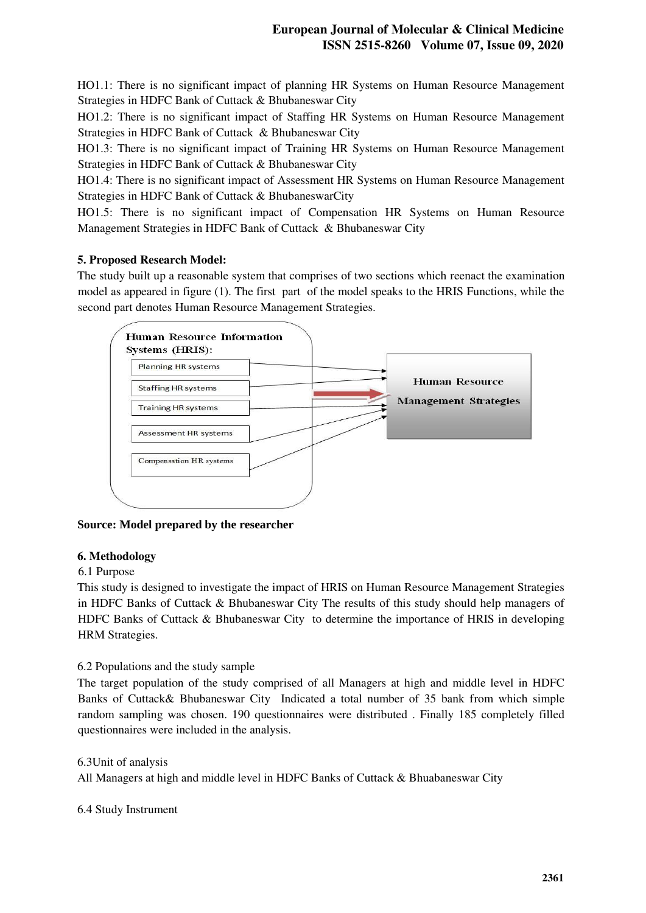HO1.1: There is no significant impact of planning HR Systems on Human Resource Management Strategies in HDFC Bank of Cuttack & Bhubaneswar City

HO1.2: There is no significant impact of Staffing HR Systems on Human Resource Management Strategies in HDFC Bank of Cuttack & Bhubaneswar City

HO1.3: There is no significant impact of Training HR Systems on Human Resource Management Strategies in HDFC Bank of Cuttack & Bhubaneswar City

HO1.4: There is no significant impact of Assessment HR Systems on Human Resource Management Strategies in HDFC Bank of Cuttack & BhubaneswarCity

HO1.5: There is no significant impact of Compensation HR Systems on Human Resource Management Strategies in HDFC Bank of Cuttack & Bhubaneswar City

**5. Proposed Research Model:**

The study built up a reasonable system that comprises of two sections which reenact the examination model as appeared in figure (1). The first part of the model speaks to the HRIS Functions, while the second part denotes Human Resource Management Strategies.

Human Resource Information Systems (HRIS):

- Planning HR systems
- Staffing HR systems
- Training HR systems
- Assessment HR systems
- Compensation HR systems

→ Human Resource Management Strategies

**Source: Model prepared by the researcher**

**6. Methodology**

6.1 Purpose

This study is designed to investigate the impact of HRIS on Human Resource Management Strategies in HDFC Banks of Cuttack & Bhubaneswar City The results of this study should help managers of HDFC Banks of Cuttack & Bhubaneswar City to determine the importance of HRIS in developing HRM Strategies.

6.2 Populations and the study sample

The target population of the study comprised of all Managers at high and middle level in HDFC Banks of Cuttack& Bhubaneswar City Indicated a total number of 35 bank from which simple random sampling was chosen. 190 questionnaires were distributed . Finally 185 completely filled questionnaires were included in the analysis.

6.3Unit of analysis

All Managers at high and middle level in HDFC Banks of Cuttack & Bhuabaneswar City

6.4 Study Instrument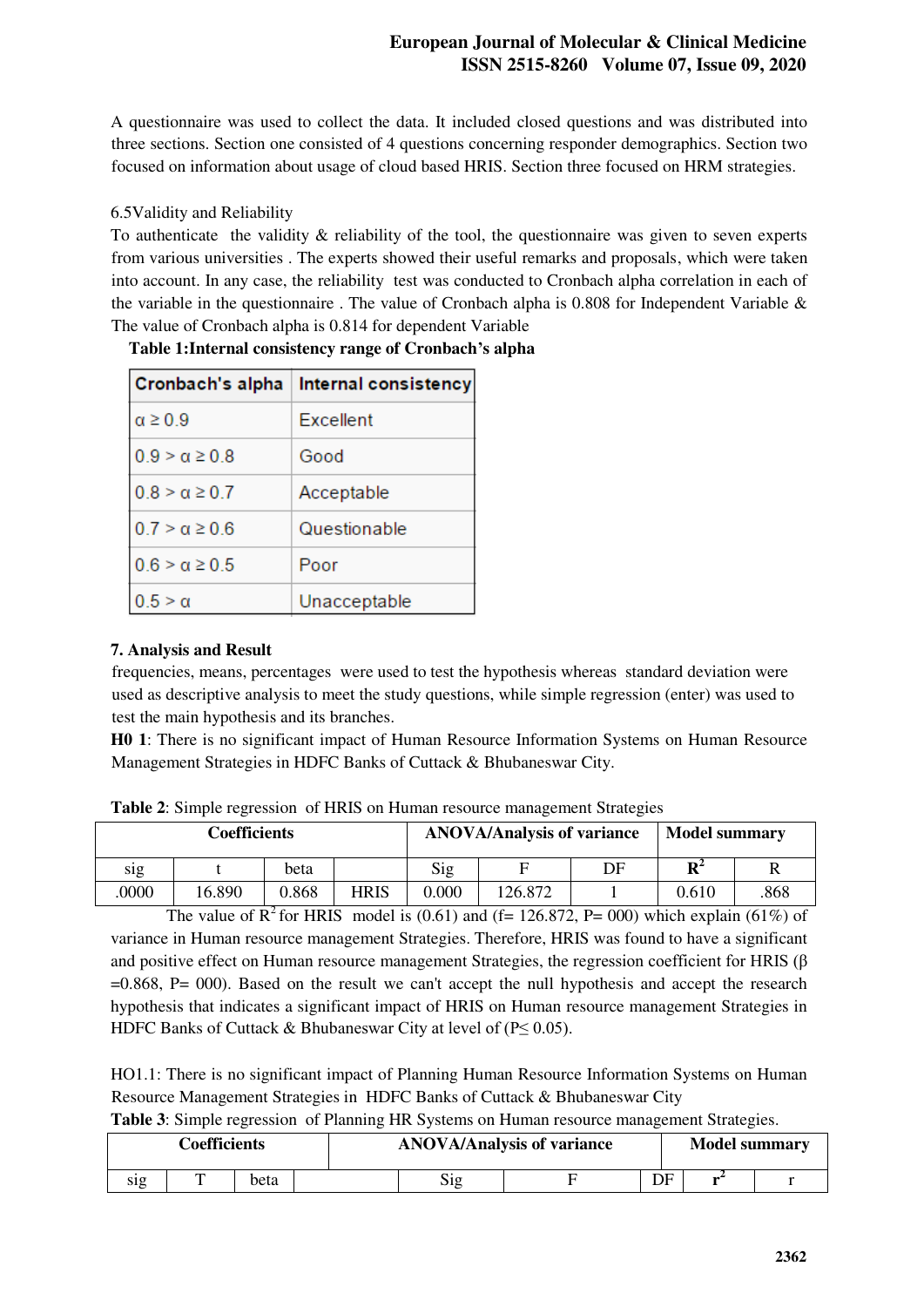A questionnaire was used to collect the data. It included closed questions and was distributed into three sections. Section one consisted of 4 questions concerning responder demographics. Section two focused on information about usage of cloud based HRIS. Section three focused on HRM strategies.

6.5Validity and Reliability

To authenticate the validity & reliability of the tool, the questionnaire was given to seven experts from various universities . The experts showed their useful remarks and proposals, which were taken into account. In any case, the reliability test was conducted to Cronbach alpha correlation in each of the variable in the questionnaire . The value of Cronbach alpha is 0.808 for Independent Variable & The value of Cronbach alpha is 0.814 for dependent Variable

**Table 1:Internal consistency range of Cronbach's alpha**

| Cronbach's alpha | Internal consistency |
|---|---|
| $\alpha \geq 0.9$ | Excellent |
| $0.9 > \alpha \geq 0.8$ | Good |
| $0.8 > \alpha \geq 0.7$ | Acceptable |
| $0.7 > \alpha \geq 0.6$ | Questionable |
| $0.6 > \alpha \geq 0.5$ | Poor |
| $0.5 > \alpha$ | Unacceptable |

**7. Analysis and Result**

frequencies, means, percentages were used to test the hypothesis whereas standard deviation were used as descriptive analysis to meet the study questions, while simple regression (enter) was used to test the main hypothesis and its branches.

**H0 1**: There is no significant impact of Human Resource Information Systems on Human Resource Management Strategies in HDFC Banks of Cuttack & Bhubaneswar City.

**Table 2**: Simple regression of HRIS on Human resource management Strategies

| Coefficients | | | | ANOVA/Analysis of variance | | | Model summary | |
|---|---|---|---|---|---|---|---|---|
| sig | t | beta | | Sig | F | DF | $R^2$ | R |
| .0000 | 16.890 | 0.868 | HRIS | 0.000 | 126.872 | 1 | 0.610 | .868 |

The value of $R^2$ for HRIS model is (0.61) and (f= 126.872, P= 000) which explain (61%) of variance in Human resource management Strategies. Therefore, HRIS was found to have a significant and positive effect on Human resource management Strategies, the regression coefficient for HRIS ($\beta$ =0.868, P= 000). Based on the result we can't accept the null hypothesis and accept the research hypothesis that indicates a significant impact of HRIS on Human resource management Strategies in HDFC Banks of Cuttack & Bhubaneswar City at level of ($P \leq 0.05$).

HO1.1: There is no significant impact of Planning Human Resource Information Systems on Human Resource Management Strategies in HDFC Banks of Cuttack & Bhubaneswar City

**Table 3**: Simple regression of Planning HR Systems on Human resource management Strategies.

| Coefficients | | | | ANOVA/Analysis of variance | | | Model summary | |
|---|---|---|---|---|---|---|---|---|
| sig | T | beta | | Sig | F | DF | $r^2$ | r |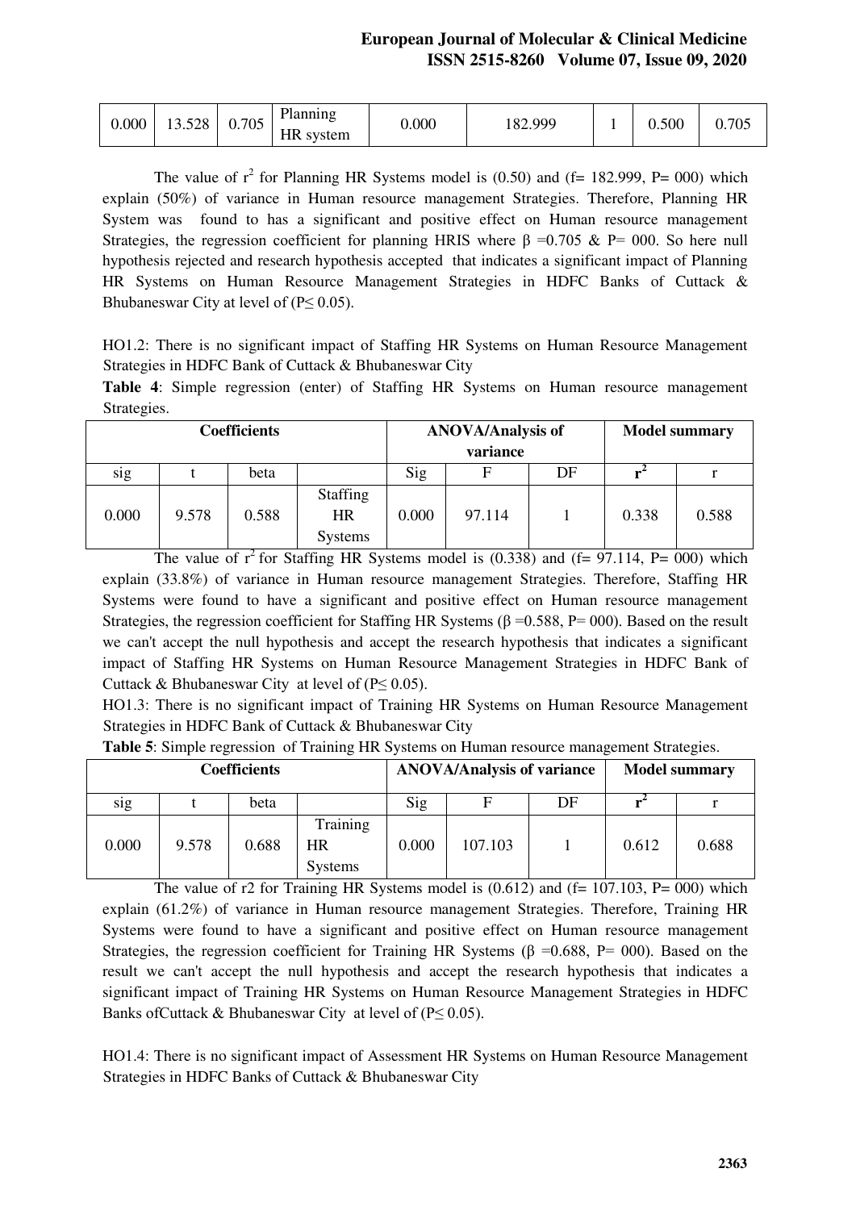| 0.000 | 13.528 | 0.705 | Planning HR system | 0.000 | 182.999 | 1 | 0.500 | 0.705 |
|---|---|---|---|---|---|---|---|---|

The value of $r^2$ for Planning HR Systems model is (0.50) and (f= 182.999, P= 000) which explain (50%) of variance in Human resource management Strategies. Therefore, Planning HR System was found to has a significant and positive effect on Human resource management Strategies, the regression coefficient for planning HRIS where $\beta$ =0.705 & P= 000. So here null hypothesis rejected and research hypothesis accepted that indicates a significant impact of Planning HR Systems on Human Resource Management Strategies in HDFC Banks of Cuttack & Bhubaneswar City at level of ($P \leq 0.05$).

HO1.2: There is no significant impact of Staffing HR Systems on Human Resource Management Strategies in HDFC Bank of Cuttack & Bhubaneswar City

**Table 4**: Simple regression (enter) of Staffing HR Systems on Human resource management Strategies.

| Coefficients | | | | ANOVA/Analysis of variance | | | Model summary | |
|---|---|---|---|---|---|---|---|---|
| sig | t | beta | | Sig | F | DF | $r^2$ | r |
| 0.000 | 9.578 | 0.588 | Staffing HR Systems | 0.000 | 97.114 | 1 | 0.338 | 0.588 |

The value of $r^2$ for Staffing HR Systems model is (0.338) and (f= 97.114, P= 000) which explain (33.8%) of variance in Human resource management Strategies. Therefore, Staffing HR Systems were found to have a significant and positive effect on Human resource management Strategies, the regression coefficient for Staffing HR Systems ($\beta$ =0.588, P= 000). Based on the result we can't accept the null hypothesis and accept the research hypothesis that indicates a significant impact of Staffing HR Systems on Human Resource Management Strategies in HDFC Bank of Cuttack & Bhubaneswar City at level of ($P \leq 0.05$).

HO1.3: There is no significant impact of Training HR Systems on Human Resource Management Strategies in HDFC Bank of Cuttack & Bhubaneswar City

**Table 5**: Simple regression of Training HR Systems on Human resource management Strategies.

| Coefficients | | | | ANOVA/Analysis of variance | | | Model summary | |
|---|---|---|---|---|---|---|---|---|
| sig | t | beta | | Sig | F | DF | $r^2$ | r |
| 0.000 | 9.578 | 0.688 | Training HR Systems | 0.000 | 107.103 | 1 | 0.612 | 0.688 |

The value of r2 for Training HR Systems model is (0.612) and (f= 107.103, P= 000) which explain (61.2%) of variance in Human resource management Strategies. Therefore, Training HR Systems were found to have a significant and positive effect on Human resource management Strategies, the regression coefficient for Training HR Systems ($\beta$ =0.688, P= 000). Based on the result we can't accept the null hypothesis and accept the research hypothesis that indicates a significant impact of Training HR Systems on Human Resource Management Strategies in HDFC Banks ofCuttack & Bhubaneswar City at level of ($P \leq 0.05$).

HO1.4: There is no significant impact of Assessment HR Systems on Human Resource Management Strategies in HDFC Banks of Cuttack & Bhubaneswar City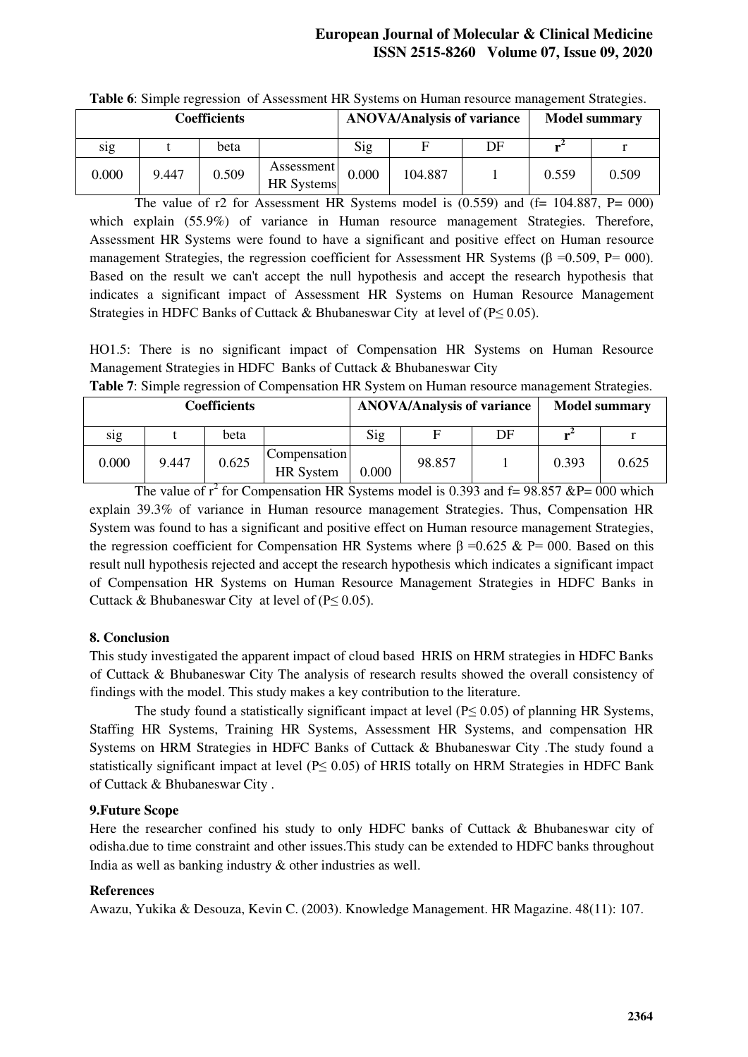**Table 6**: Simple regression of Assessment HR Systems on Human resource management Strategies.

| Coefficients | | | | ANOVA/Analysis of variance | | | Model summary | |
|---|---|---|---|---|---|---|---|---|
| sig | t | beta | | Sig | F | DF | $r^2$ | r |
| 0.000 | 9.447 | 0.509 | Assessment HR Systems | 0.000 | 104.887 | 1 | 0.559 | 0.509 |

The value of r2 for Assessment HR Systems model is (0.559) and (f= 104.887, P= 000) which explain (55.9%) of variance in Human resource management Strategies. Therefore, Assessment HR Systems were found to have a significant and positive effect on Human resource management Strategies, the regression coefficient for Assessment HR Systems (β =0.509, P= 000). Based on the result we can't accept the null hypothesis and accept the research hypothesis that indicates a significant impact of Assessment HR Systems on Human Resource Management Strategies in HDFC Banks of Cuttack & Bhubaneswar City at level of (P≤ 0.05).

HO1.5: There is no significant impact of Compensation HR Systems on Human Resource Management Strategies in HDFC Banks of Cuttack & Bhubaneswar City

**Table 7**: Simple regression of Compensation HR System on Human resource management Strategies.

| Coefficients | | | | ANOVA/Analysis of variance | | | Model summary | |
|---|---|---|---|---|---|---|---|---|
| sig | t | beta | | Sig | F | DF | $r^2$ | r |
| 0.000 | 9.447 | 0.625 | Compensation HR System | 0.000 | 98.857 | 1 | 0.393 | 0.625 |

The value of $r^2$ for Compensation HR Systems model is 0.393 and f= 98.857 &P= 000 which explain 39.3% of variance in Human resource management Strategies. Thus, Compensation HR System was found to has a significant and positive effect on Human resource management Strategies, the regression coefficient for Compensation HR Systems where β =0.625 & P= 000. Based on this result null hypothesis rejected and accept the research hypothesis which indicates a significant impact of Compensation HR Systems on Human Resource Management Strategies in HDFC Banks in Cuttack & Bhubaneswar City at level of (P≤ 0.05).

## 8. Conclusion

This study investigated the apparent impact of cloud based HRIS on HRM strategies in HDFC Banks of Cuttack & Bhubaneswar City The analysis of research results showed the overall consistency of findings with the model. This study makes a key contribution to the literature.

The study found a statistically significant impact at level (P≤ 0.05) of planning HR Systems, Staffing HR Systems, Training HR Systems, Assessment HR Systems, and compensation HR Systems on HRM Strategies in HDFC Banks of Cuttack & Bhubaneswar City .The study found a statistically significant impact at level (P≤ 0.05) of HRIS totally on HRM Strategies in HDFC Bank of Cuttack & Bhubaneswar City .

## 9.Future Scope

Here the researcher confined his study to only HDFC banks of Cuttack & Bhubaneswar city of odisha.due to time constraint and other issues.This study can be extended to HDFC banks throughout India as well as banking industry & other industries as well.

## References

Awazu, Yukika & Desouza, Kevin C. (2003). Knowledge Management. HR Magazine. 48(11): 107.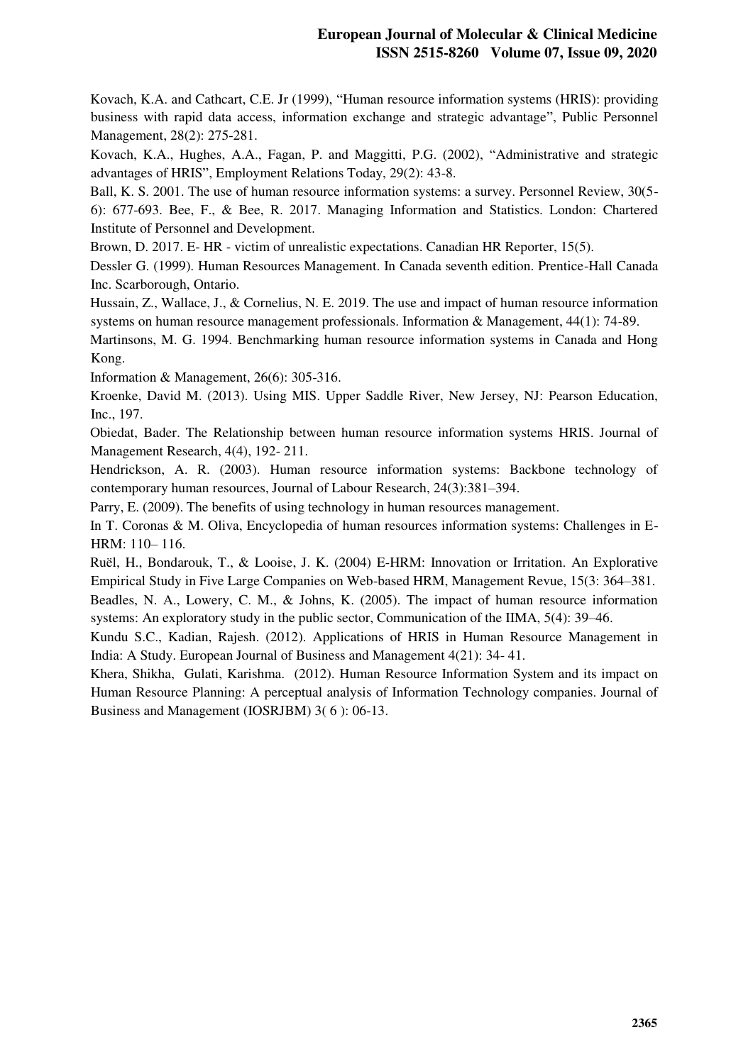Kovach, K.A. and Cathcart, C.E. Jr (1999), "Human resource information systems (HRIS): providing business with rapid data access, information exchange and strategic advantage", Public Personnel Management, 28(2): 275-281.

Kovach, K.A., Hughes, A.A., Fagan, P. and Maggitti, P.G. (2002), "Administrative and strategic advantages of HRIS", Employment Relations Today, 29(2): 43-8.

Ball, K. S. 2001. The use of human resource information systems: a survey. Personnel Review, 30(5-6): 677-693. Bee, F., & Bee, R. 2017. Managing Information and Statistics. London: Chartered Institute of Personnel and Development.

Brown, D. 2017. E- HR - victim of unrealistic expectations. Canadian HR Reporter, 15(5).

Dessler G. (1999). Human Resources Management. In Canada seventh edition. Prentice-Hall Canada Inc. Scarborough, Ontario.

Hussain, Z., Wallace, J., & Cornelius, N. E. 2019. The use and impact of human resource information systems on human resource management professionals. Information & Management, 44(1): 74-89.

Martinsons, M. G. 1994. Benchmarking human resource information systems in Canada and Hong Kong.

Information & Management, 26(6): 305-316.

Kroenke, David M. (2013). Using MIS. Upper Saddle River, New Jersey, NJ: Pearson Education, Inc., 197.

Obiedat, Bader. The Relationship between human resource information systems HRIS. Journal of Management Research, 4(4), 192- 211.

Hendrickson, A. R. (2003). Human resource information systems: Backbone technology of contemporary human resources, Journal of Labour Research, 24(3):381–394.

Parry, E. (2009). The benefits of using technology in human resources management.

In T. Coronas & M. Oliva, Encyclopedia of human resources information systems: Challenges in E-HRM: 110– 116.

Ruël, H., Bondarouk, T., & Looise, J. K. (2004) E-HRM: Innovation or Irritation. An Explorative Empirical Study in Five Large Companies on Web-based HRM, Management Revue, 15(3: 364–381.

Beadles, N. A., Lowery, C. M., & Johns, K. (2005). The impact of human resource information systems: An exploratory study in the public sector, Communication of the IIMA, 5(4): 39–46.

Kundu S.C., Kadian, Rajesh. (2012). Applications of HRIS in Human Resource Management in India: A Study. European Journal of Business and Management 4(21): 34- 41.

Khera, Shikha, Gulati, Karishma. (2012). Human Resource Information System and its impact on Human Resource Planning: A perceptual analysis of Information Technology companies. Journal of Business and Management (IOSRJBM) 3( 6 ): 06-13.